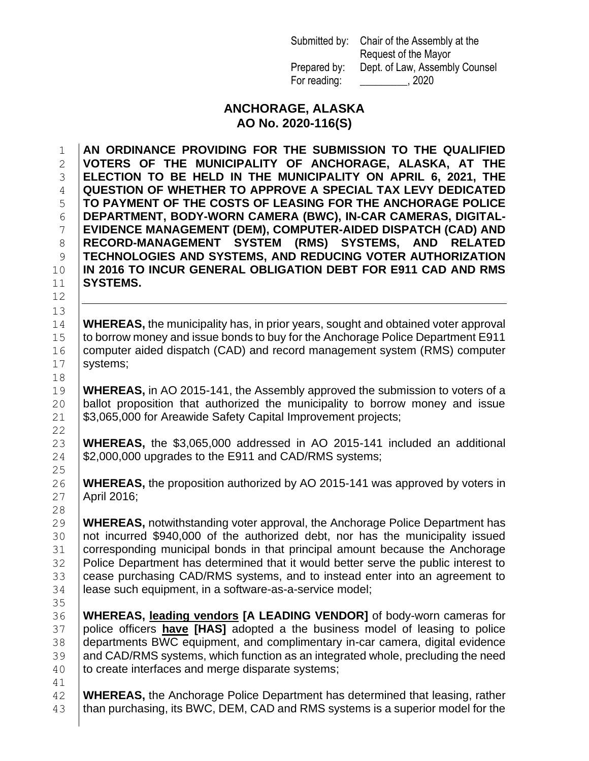Submitted by: Chair of the Assembly at the Request of the Mayor
Prepared by: Dept. of Law, Assembly Counsel
For reading: _________, 2020

# ANCHORAGE, ALASKA
## AO No. 2020-116(S)

**AN ORDINANCE PROVIDING FOR THE SUBMISSION TO THE QUALIFIED VOTERS OF THE MUNICIPALITY OF ANCHORAGE, ALASKA, AT THE ELECTION TO BE HELD IN THE MUNICIPALITY ON APRIL 6, 2021, THE QUESTION OF WHETHER TO APPROVE A SPECIAL TAX LEVY DEDICATED TO PAYMENT OF THE COSTS OF LEASING FOR THE ANCHORAGE POLICE DEPARTMENT, BODY-WORN CAMERA (BWC), IN-CAR CAMERAS, DIGITAL-EVIDENCE MANAGEMENT (DEM), COMPUTER-AIDED DISPATCH (CAD) AND RECORD-MANAGEMENT SYSTEM (RMS) SYSTEMS, AND RELATED TECHNOLOGIES AND SYSTEMS, AND REDUCING VOTER AUTHORIZATION IN 2016 TO INCUR GENERAL OBLIGATION DEBT FOR E911 CAD AND RMS SYSTEMS.**

---

**WHEREAS,** the municipality has, in prior years, sought and obtained voter approval to borrow money and issue bonds to buy for the Anchorage Police Department E911 computer aided dispatch (CAD) and record management system (RMS) computer systems;

**WHEREAS,** in AO 2015-141, the Assembly approved the submission to voters of a ballot proposition that authorized the municipality to borrow money and issue $3,065,000 for Areawide Safety Capital Improvement projects;

**WHEREAS,** the $3,065,000 addressed in AO 2015-141 included an additional $2,000,000 upgrades to the E911 and CAD/RMS systems;

**WHEREAS,** the proposition authorized by AO 2015-141 was approved by voters in April 2016;

**WHEREAS,** notwithstanding voter approval, the Anchorage Police Department has not incurred $940,000 of the authorized debt, nor has the municipality issued corresponding municipal bonds in that principal amount because the Anchorage Police Department has determined that it would better serve the public interest to cease purchasing CAD/RMS systems, and to instead enter into an agreement to lease such equipment, in a software-as-a-service model;

**WHEREAS, <u>leading vendors</u> [A LEADING VENDOR]** of body-worn cameras for police officers **<u>have</u> [HAS]** adopted a the business model of leasing to police departments BWC equipment, and complimentary in-car camera, digital evidence and CAD/RMS systems, which function as an integrated whole, precluding the need to create interfaces and merge disparate systems;

**WHEREAS,** the Anchorage Police Department has determined that leasing, rather than purchasing, its BWC, DEM, CAD and RMS systems is a superior model for the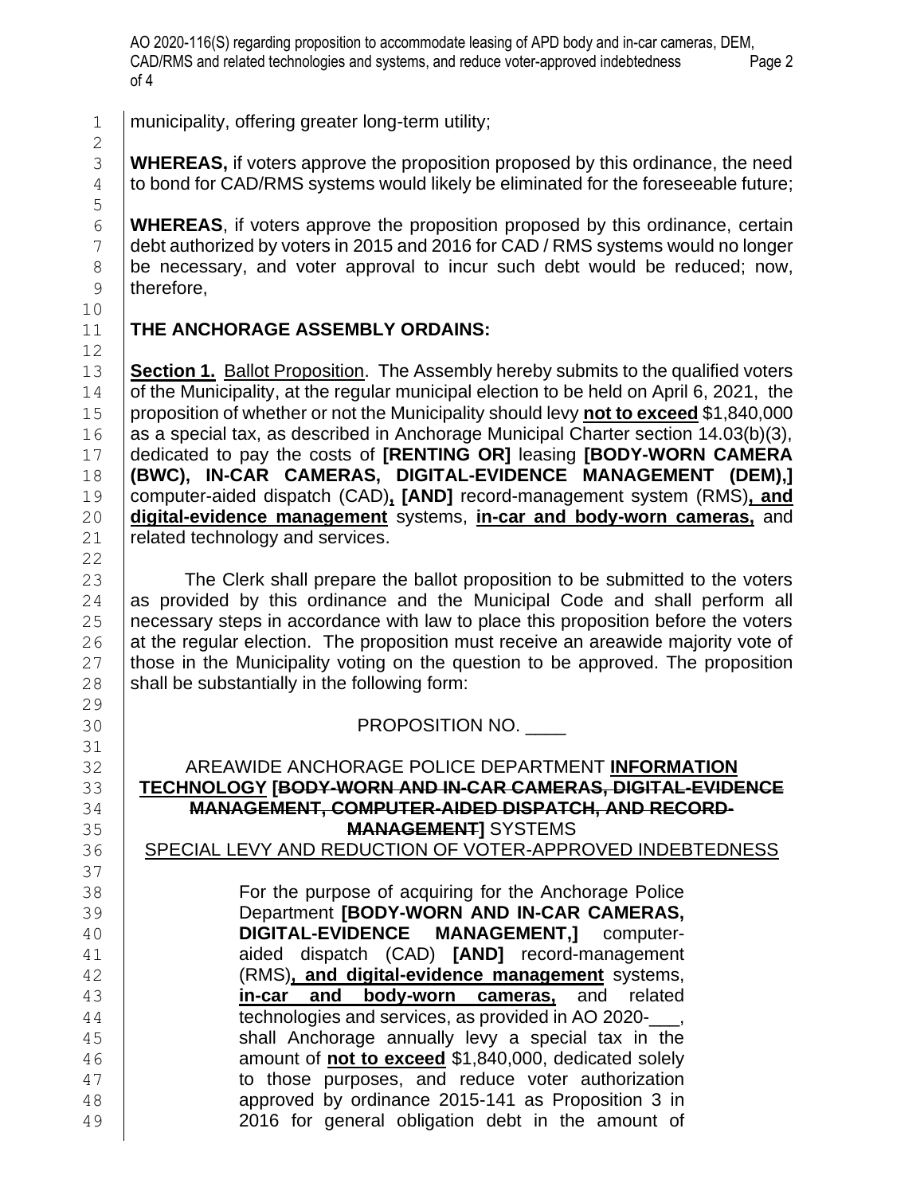municipality, offering greater long-term utility;

**WHEREAS,** if voters approve the proposition proposed by this ordinance, the need to bond for CAD/RMS systems would likely be eliminated for the foreseeable future;

**WHEREAS**, if voters approve the proposition proposed by this ordinance, certain debt authorized by voters in 2015 and 2016 for CAD / RMS systems would no longer be necessary, and voter approval to incur such debt would be reduced; now, therefore,

**THE ANCHORAGE ASSEMBLY ORDAINS:**

**Section 1.** Ballot Proposition. The Assembly hereby submits to the qualified voters of the Municipality, at the regular municipal election to be held on April 6, 2021, the proposition of whether or not the Municipality should levy **not to exceed** $1,840,000 as a special tax, as described in Anchorage Municipal Charter section 14.03(b)(3), dedicated to pay the costs of **[RENTING OR]** leasing **[BODY-WORN CAMERA (BWC), IN-CAR CAMERAS, DIGITAL-EVIDENCE MANAGEMENT (DEM),]** computer-aided dispatch (CAD)**,** **[AND]** record-management system (RMS)**, and digital-evidence management** systems, **in-car and body-worn cameras,** and related technology and services.

The Clerk shall prepare the ballot proposition to be submitted to the voters as provided by this ordinance and the Municipal Code and shall perform all necessary steps in accordance with law to place this proposition before the voters at the regular election. The proposition must receive an areawide majority vote of those in the Municipality voting on the question to be approved. The proposition shall be substantially in the following form:

PROPOSITION NO. ____

AREAWIDE ANCHORAGE POLICE DEPARTMENT **INFORMATION TECHNOLOGY** **[~~BODY-WORN AND IN-CAR CAMERAS, DIGITAL-EVIDENCE MANAGEMENT, COMPUTER-AIDED DISPATCH, AND RECORD-MANAGEMENT~~]** SYSTEMS
SPECIAL LEVY AND REDUCTION OF VOTER-APPROVED INDEBTEDNESS

> For the purpose of acquiring for the Anchorage Police Department **[BODY-WORN AND IN-CAR CAMERAS, DIGITAL-EVIDENCE MANAGEMENT,]** computer-aided dispatch (CAD) **[AND]** record-management (RMS)**, and digital-evidence management** systems, **in-car and body-worn cameras,** and related technologies and services, as provided in AO 2020-___, shall Anchorage annually levy a special tax in the amount of **not to exceed** $1,840,000, dedicated solely to those purposes, and reduce voter authorization approved by ordinance 2015-141 as Proposition 3 in 2016 for general obligation debt in the amount of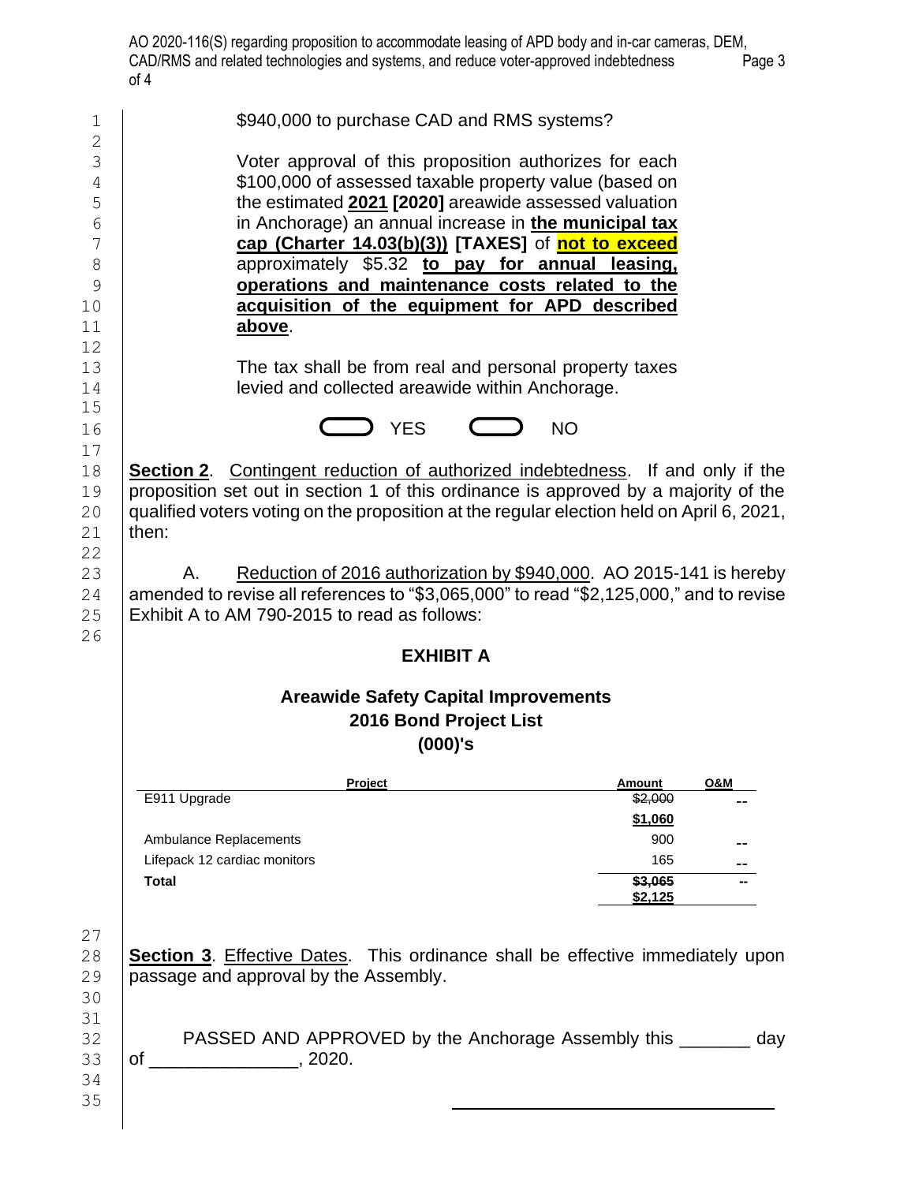$940,000 to purchase CAD and RMS systems?

Voter approval of this proposition authorizes for each $100,000 of assessed taxable property value (based on the estimated **2021** **[2020]** areawide assessed valuation in Anchorage) an annual increase in **the municipal tax cap (Charter 14.03(b)(3))** **[TAXES]** of **not to exceed** approximately $5.32 **to pay for annual leasing, operations and maintenance costs related to the acquisition of the equipment for APD described above**.

The tax shall be from real and personal property taxes levied and collected areawide within Anchorage.

YES NO

**Section 2**. Contingent reduction of authorized indebtedness. If and only if the proposition set out in section 1 of this ordinance is approved by a majority of the qualified voters voting on the proposition at the regular election held on April 6, 2021, then:

A. Reduction of 2016 authorization by $940,000. AO 2015-141 is hereby amended to revise all references to "$3,065,000" to read "$2,125,000," and to revise Exhibit A to AM 790-2015 to read as follows:

**EXHIBIT A**

**Areawide Safety Capital Improvements**
**2016 Bond Project List**
**(000)'s**

| Project | Amount | O&M |
|---|---|---|
| E911 Upgrade | ~~$2,000~~ **$1,060** | -- |
| Ambulance Replacements | 900 | -- |
| Lifepack 12 cardiac monitors | 165 | -- |
| **Total** | ~~$3,065~~ **$2,125** | -- |

**Section 3**. Effective Dates. This ordinance shall be effective immediately upon passage and approval by the Assembly.

PASSED AND APPROVED by the Anchorage Assembly this _______ day of ______________, 2020.

_______________________________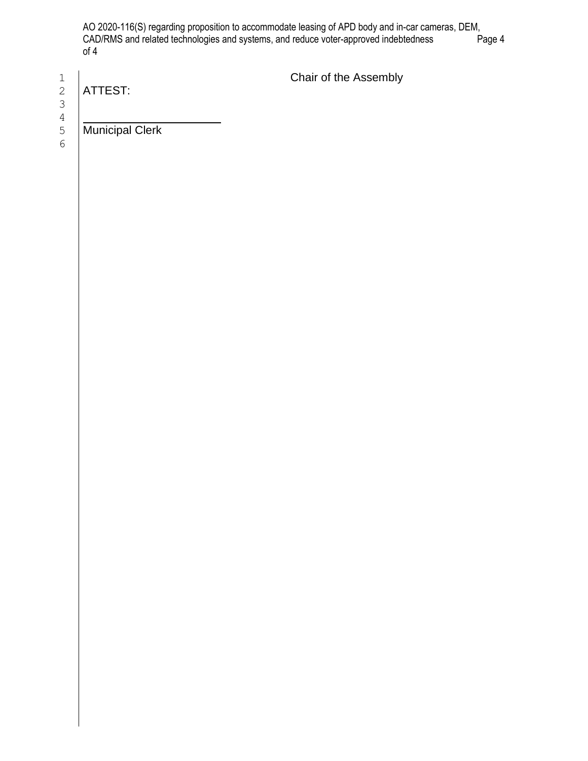Chair of the Assembly

ATTEST:

\_\_\_\_\_\_\_\_\_\_\_\_\_\_\_\_\_\_\_\_\_\_

Municipal Clerk